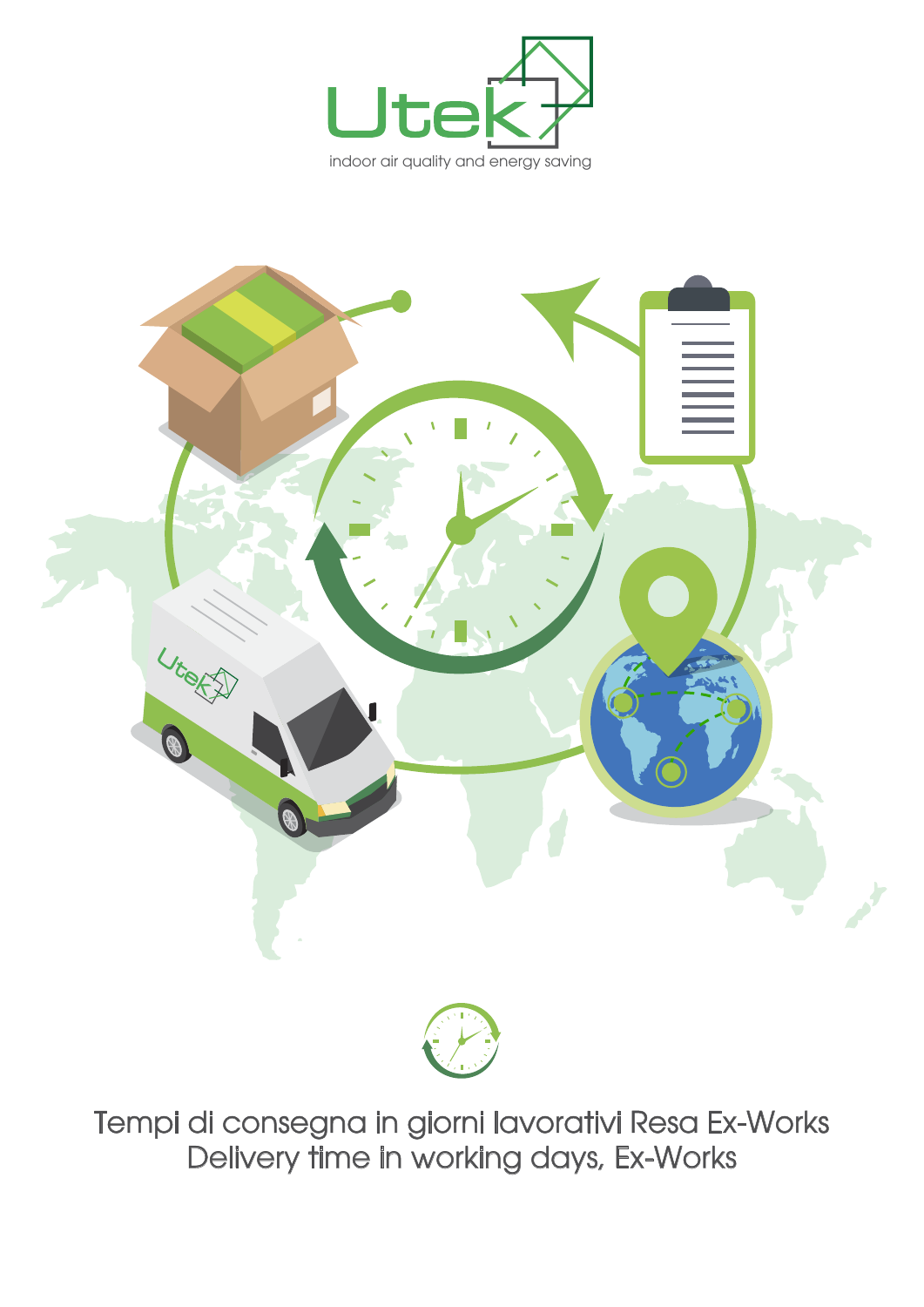Utek

indoor air quality and energy saving

Tempi di consegna in giorni lavorativi Resa Ex-Works

Delivery time in working days, Ex-Works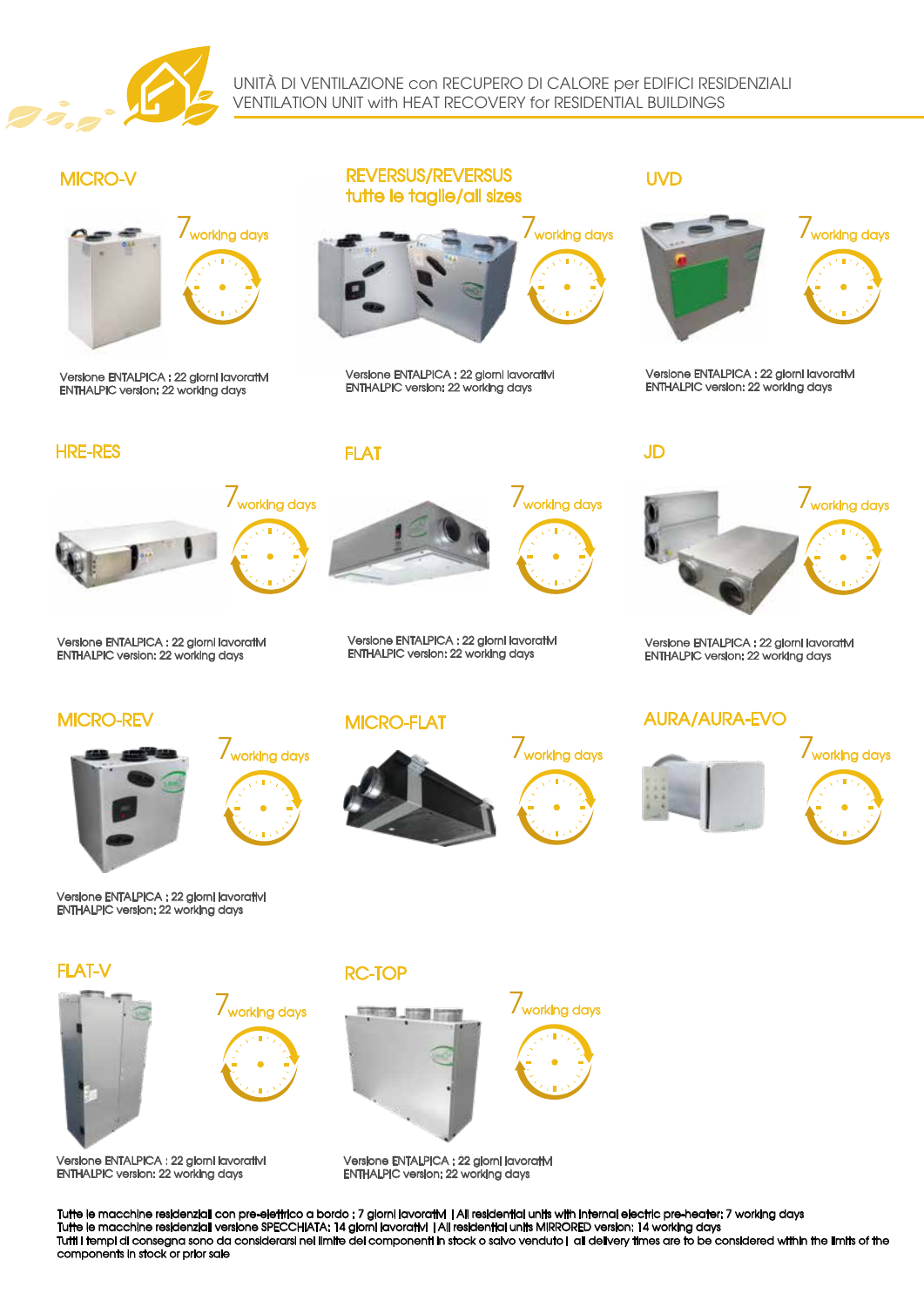UNITÀ DI VENTILAZIONE con RECUPERO DI CALORE per EDIFICI RESIDENZIALI
VENTILATION UNIT with HEAT RECOVERY for RESIDENTIAL BUILDINGS

## MICRO-V

7 working days

Versione ENTALPICA : 22 giorni lavorativi
ENTHALPIC version: 22 working days

## REVERSUS/REVERSUS tutte le taglie/all sizes

7 working days

Versione ENTALPICA : 22 giorni lavorativi
ENTHALPIC version: 22 working days

## UVD

7 working days

Versione ENTALPICA : 22 giorni lavorativi
ENTHALPIC version: 22 working days

## HRE-RES

7 working days

Versione ENTALPICA : 22 giorni lavorativi
ENTHALPIC version: 22 working days

## FLAT

7 working days

Versione ENTALPICA : 22 giorni lavorativi
ENTHALPIC version: 22 working days

## JD

7 working days

Versione ENTALPICA : 22 giorni lavorativi
ENTHALPIC version: 22 working days

## MICRO-REV

7 working days

Versione ENTALPICA : 22 giorni lavorativi
ENTHALPIC version: 22 working days

## MICRO-FLAT

7 working days

## AURA/AURA-EVO

7 working days

## FLAT-V

7 working days

Versione ENTALPICA : 22 giorni lavorativi
ENTHALPIC version: 22 working days

## RC-TOP

7 working days

Versione ENTALPICA : 22 giorni lavorativi
ENTHALPIC version: 22 working days

Tutte le macchine residenziali con pre-elettrico a bordo : 7 giorni lavorativi | All residential units with internal electric pre-heater: 7 working days
Tutte le macchine residenziali versione SPECCHIATA: 14 giorni lavorativi | All residential units MIRRORED version: 14 working days
Tutti i tempi di consegna sono da considerarsi nei limite dei componenti in stock o salvo venduto | all delivery times are to be considered within the limits of the components in stock or prior sale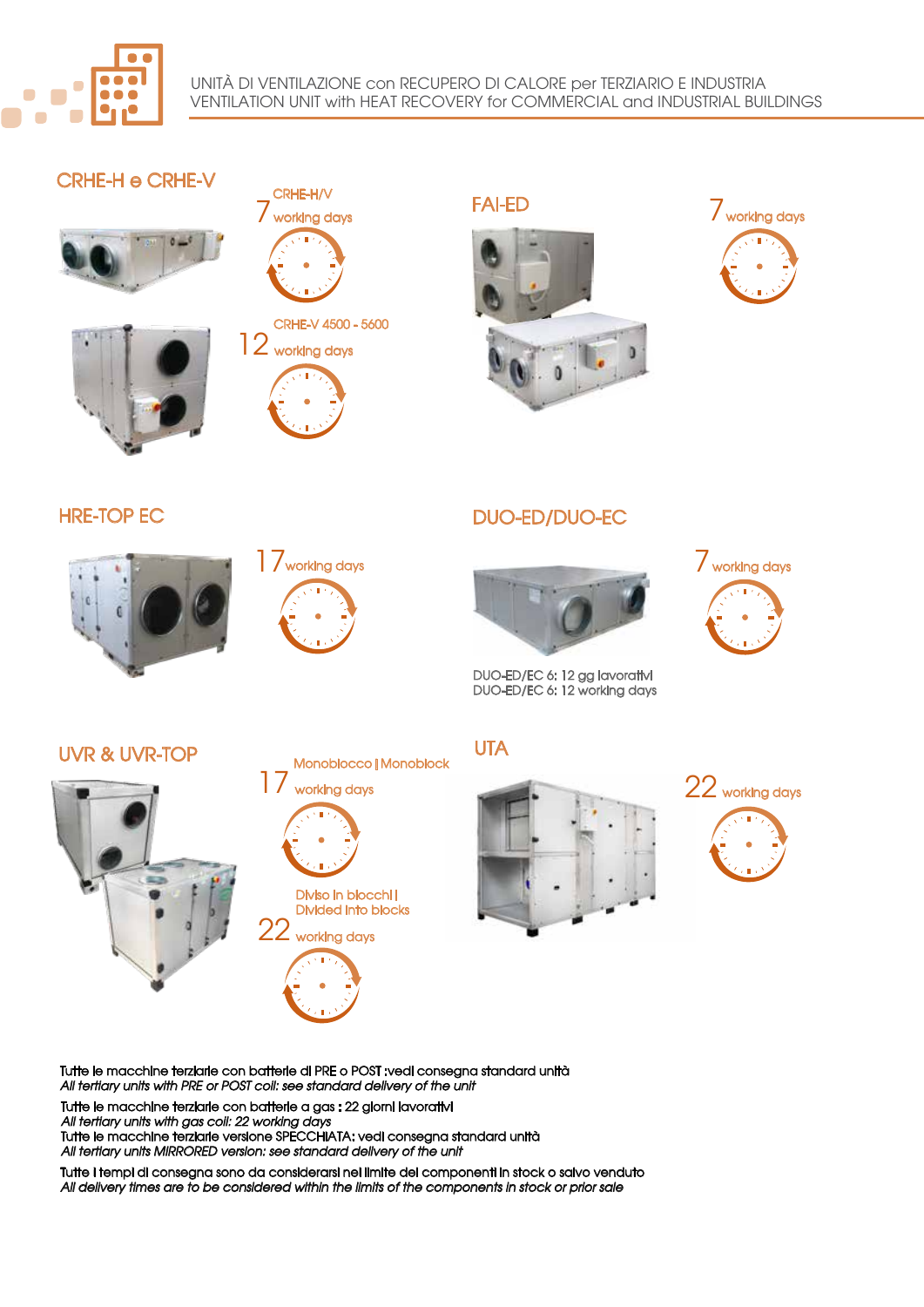UNITÀ DI VENTILAZIONE con RECUPERO DI CALORE per TERZIARIO E INDUSTRIA
VENTILATION UNIT with HEAT RECOVERY for COMMERCIAL and INDUSTRIAL BUILDINGS

## CRHE-H e CRHE-V

CRHE-H/V
7 working days

CRHE-V 4500 - 5600
12 working days

## FAI-ED

7 working days

## HRE-TOP EC

17 working days

## DUO-ED/DUO-EC

7 working days

DUO-ED/EC 6: 12 gg lavorativi
DUO-ED/EC 6: 12 working days

## UVR & UVR-TOP

Monoblocco | Monoblock
17 working days

Diviso in blocchi | Divided into blocks
22 working days

## UTA

22 working days

Tutte le macchine terziarie con batterie di PRE o POST :vedi consegna standard unità
*All tertiary units with PRE or POST coil: see standard delivery of the unit*

Tutte le macchine terziarie con batterie a gas : 22 giorni lavorativi
*All tertiary units with gas coil: 22 working days*
Tutte le macchine terziarie versione SPECCHIATA: vedi consegna standard unità
*All tertiary units MIRRORED version: see standard delivery of the unit*

Tutte i tempi di consegna sono da considerarsi nei limite dei componenti in stock o salvo venduto
*All delivery times are to be considered within the limits of the components in stock or prior sale*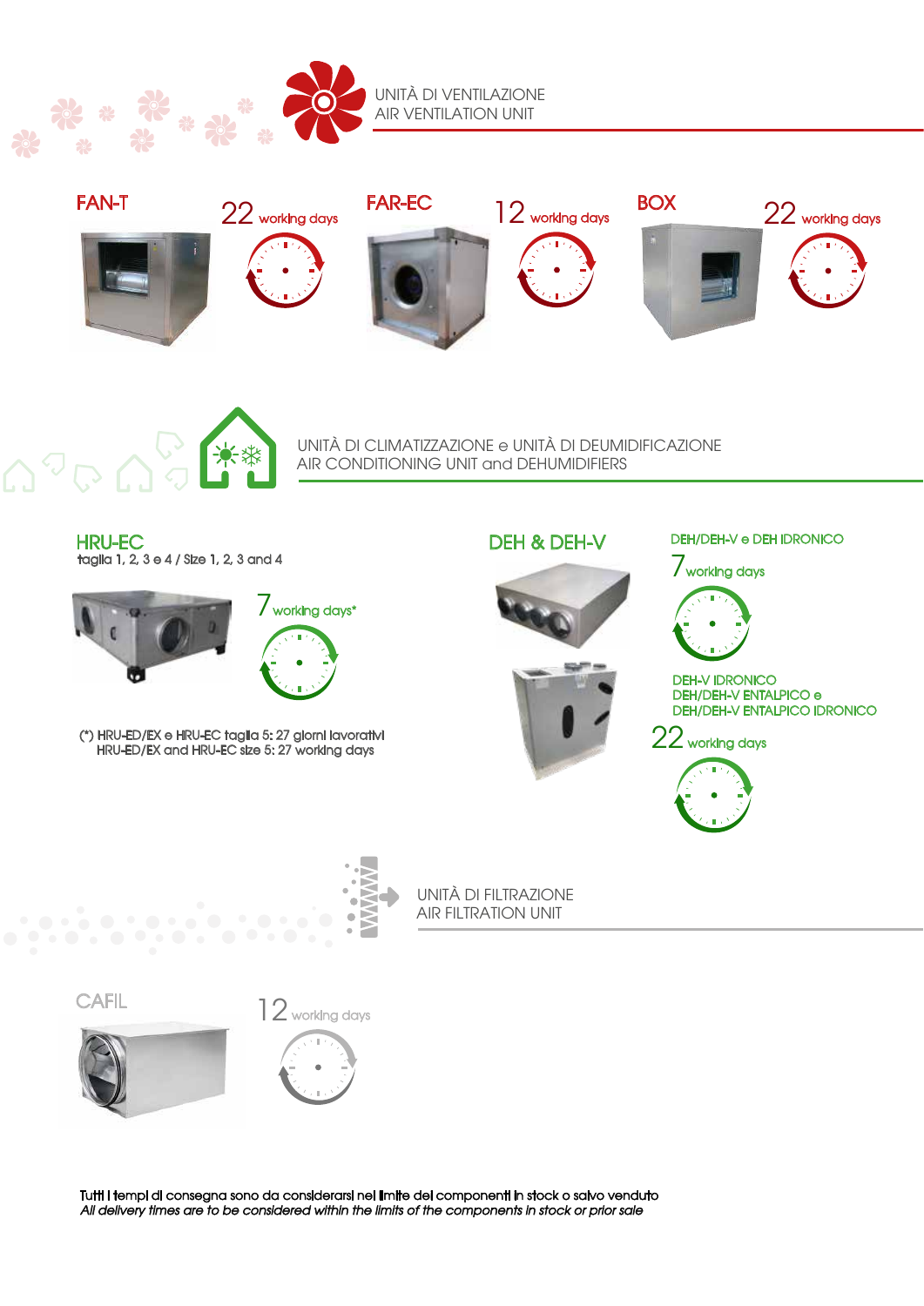## UNITÀ DI VENTILAZIONE
## AIR VENTILATION UNIT

### FAN-T

22 working days

### FAR-EC

12 working days

### BOX

22 working days

## UNITÀ DI CLIMATIZZAZIONE e UNITÀ DI DEUMIDIFICAZIONE
## AIR CONDITIONING UNIT and DEHUMIDIFIERS

### HRU-EC

taglia 1, 2, 3 e 4 / Size 1, 2, 3 and 4

7 working days*

(*) HRU-ED/EX e HRU-EC taglia 5: 27 giorni lavorativi
HRU-ED/EX and HRU-EC size 5: 27 working days

### DEH & DEH-V

DEH/DEH-V e DEH IDRONICO

7 working days

DEH-V IDRONICO
DEH/DEH-V ENTALPICO e
DEH/DEH-V ENTALPICO IDRONICO

22 working days

## UNITÀ DI FILTRAZIONE
## AIR FILTRATION UNIT

### CAFIL

12 working days

Tutti i tempi di consegna sono da considerarsi nei limite dei componenti in stock o salvo venduto
*All delivery times are to be considered within the limits of the components in stock or prior sale*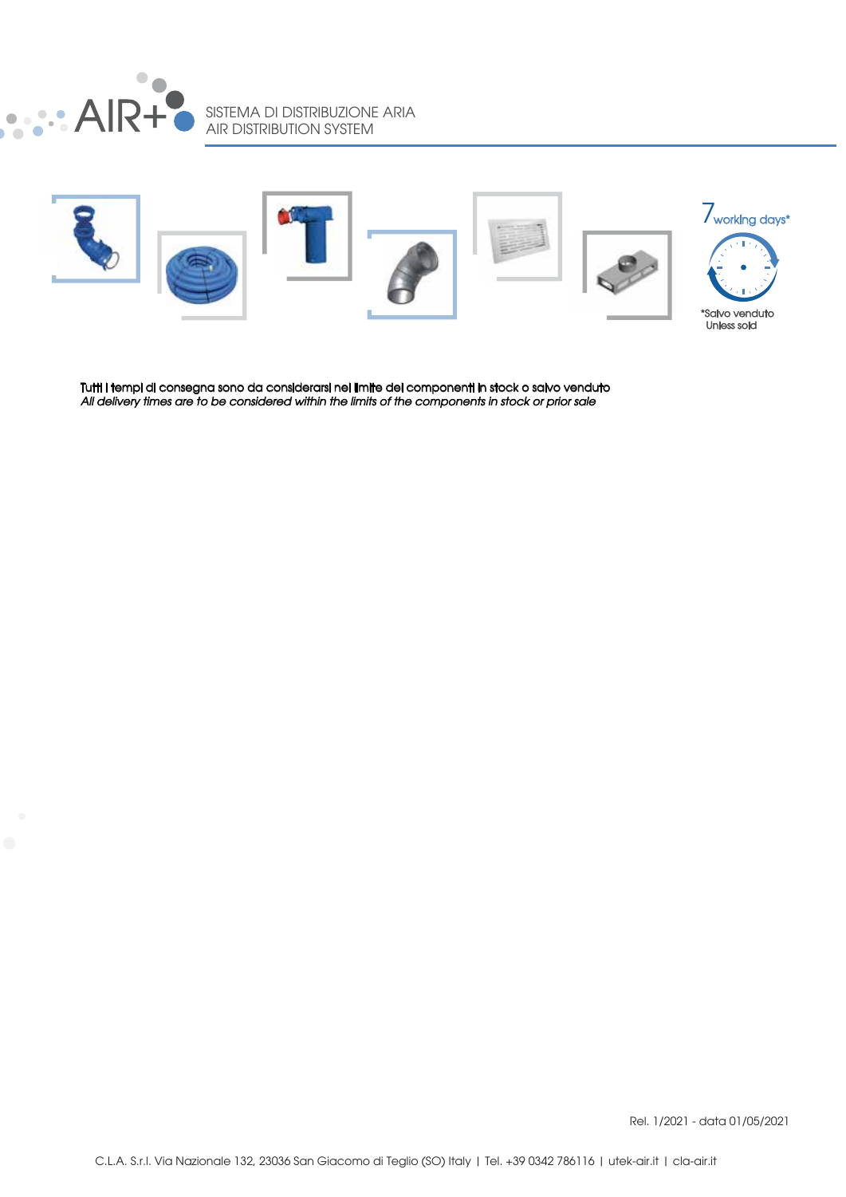AIR+ SISTEMA DI DISTRIBUZIONE ARIA
AIR DISTRIBUTION SYSTEM

7 working days*

*Salvo venduto
Unless sold

**Tutti i tempi di consegna sono da considerarsi nel limite dei componenti in stock o salvo venduto**
*All delivery times are to be considered within the limits of the components in stock or prior sale*

Rel. 1/2021 - data 01/05/2021

C.L.A. S.r.l. Via Nazionale 132, 23036 San Giacomo di Teglio (SO) Italy | Tel. +39 0342 786116 | utek-air.it | cla-air.it